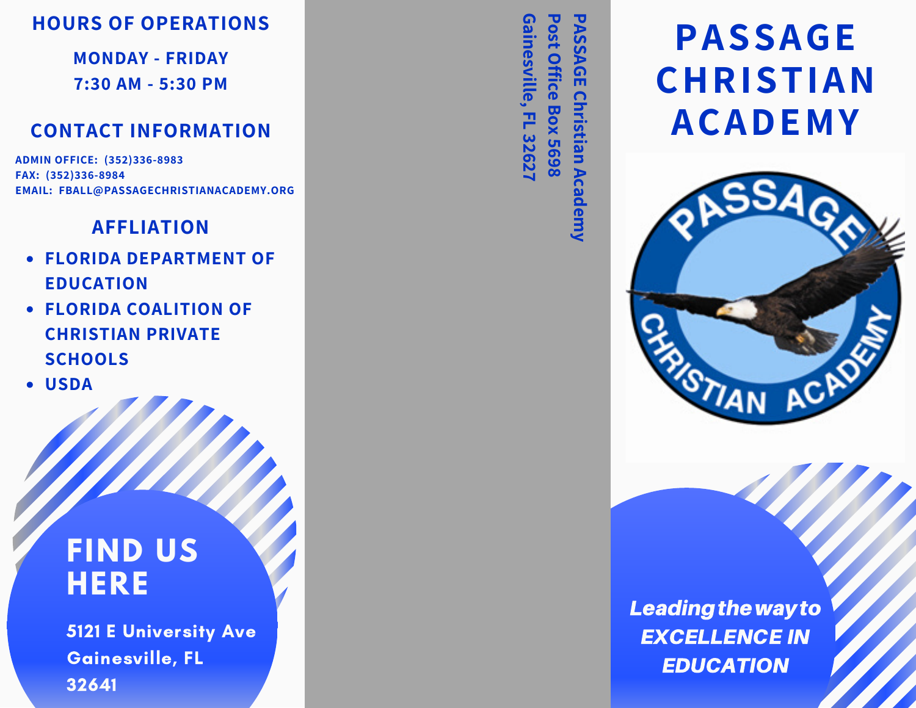## HOURS OF OPERATIONS

**MONDAY - FRIDAY**
**7:30 AM - 5:30 PM**

## CONTACT INFORMATION

ADMIN OFFICE: (352)336-8983
FAX: (352)336-8984
EMAIL: FBALL@PASSAGECHRISTIANACADEMY.ORG

## AFFLIATION

- FLORIDA DEPARTMENT OF EDUCATION
- FLORIDA COALITION OF CHRISTIAN PRIVATE SCHOOLS
- USDA

## FIND US HERE

5121 E University Ave
Gainesville, FL
32641

PASSAGE Christian Academy
Post Office Box 5698
Gainesville, FL 32627

# PASSAGE CHRISTIAN ACADEMY

PASSAGE CHRISTIAN ACADEMY

***Leading the way to EXCELLENCE IN EDUCATION***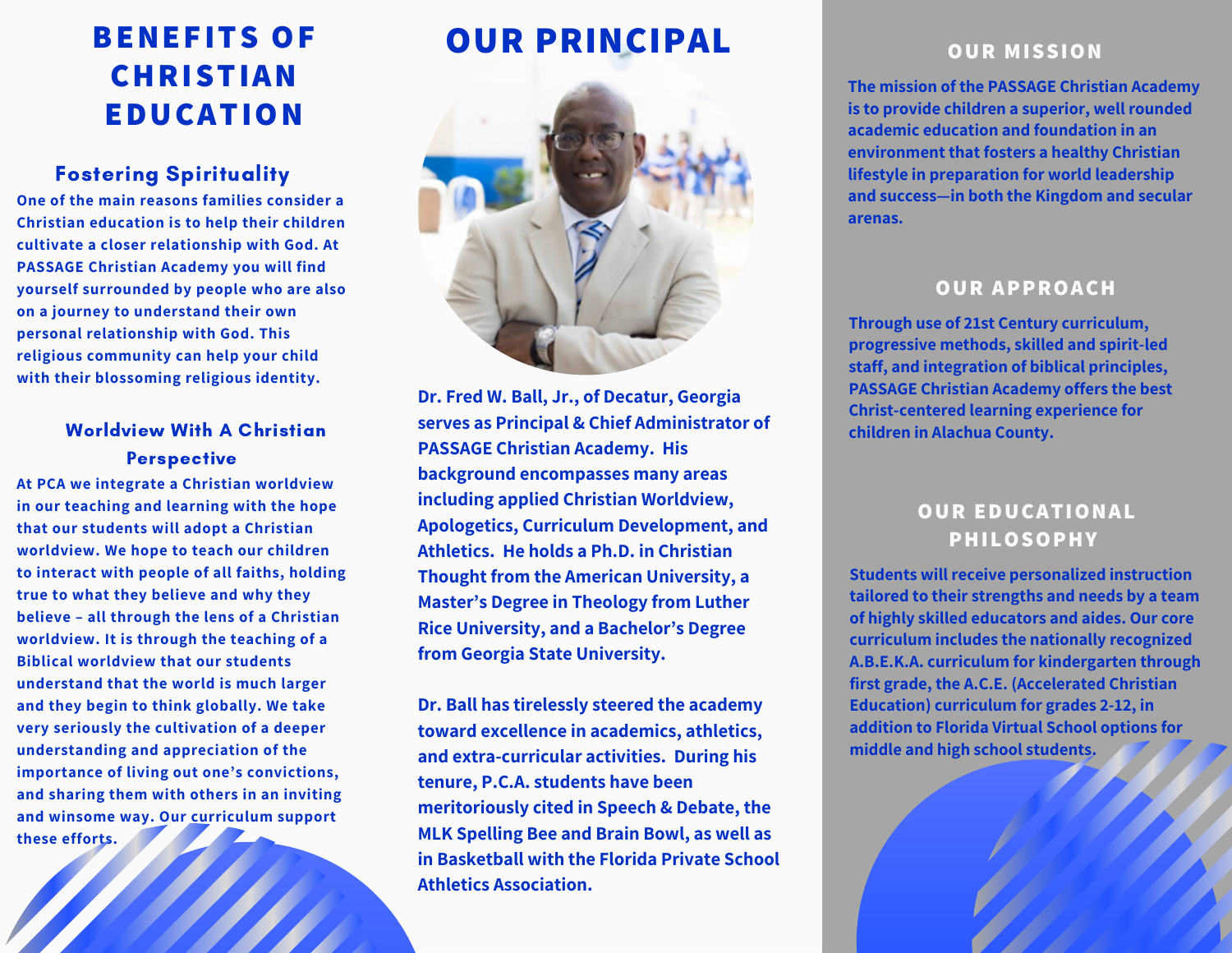# BENEFITS OF CHRISTIAN EDUCATION

## Fostering Spirituality

One of the main reasons families consider a Christian education is to help their children cultivate a closer relationship with God. At PASSAGE Christian Academy you will find yourself surrounded by people who are also on a journey to understand their own personal relationship with God. This religious community can help your child with their blossoming religious identity.

## Worldview With A Christian Perspective

At PCA we integrate a Christian worldview in our teaching and learning with the hope that our students will adopt a Christian worldview. We hope to teach our children to interact with people of all faiths, holding true to what they believe and why they believe – all through the lens of a Christian worldview. It is through the teaching of a Biblical worldview that our students understand that the world is much larger and they begin to think globally. We take very seriously the cultivation of a deeper understanding and appreciation of the importance of living out one's convictions, and sharing them with others in an inviting and winsome way. Our curriculum support these efforts.

# OUR PRINCIPAL

Dr. Fred W. Ball, Jr., of Decatur, Georgia serves as Principal & Chief Administrator of PASSAGE Christian Academy. His background encompasses many areas including applied Christian Worldview, Apologetics, Curriculum Development, and Athletics. He holds a Ph.D. in Christian Thought from the American University, a Master's Degree in Theology from Luther Rice University, and a Bachelor's Degree from Georgia State University.

Dr. Ball has tirelessly steered the academy toward excellence in academics, athletics, and extra-curricular activities. During his tenure, P.C.A. students have been meritoriously cited in Speech & Debate, the MLK Spelling Bee and Brain Bowl, as well as in Basketball with the Florida Private School Athletics Association.

## OUR MISSION

The mission of the PASSAGE Christian Academy is to provide children a superior, well rounded academic education and foundation in an environment that fosters a healthy Christian lifestyle in preparation for world leadership and success—in both the Kingdom and secular arenas.

## OUR APPROACH

Through use of 21st Century curriculum, progressive methods, skilled and spirit-led staff, and integration of biblical principles, PASSAGE Christian Academy offers the best Christ-centered learning experience for children in Alachua County.

## OUR EDUCATIONAL PHILOSOPHY

Students will receive personalized instruction tailored to their strengths and needs by a team of highly skilled educators and aides. Our core curriculum includes the nationally recognized A.B.E.K.A. curriculum for kindergarten through first grade, the A.C.E. (Accelerated Christian Education) curriculum for grades 2-12, in addition to Florida Virtual School options for middle and high school students.